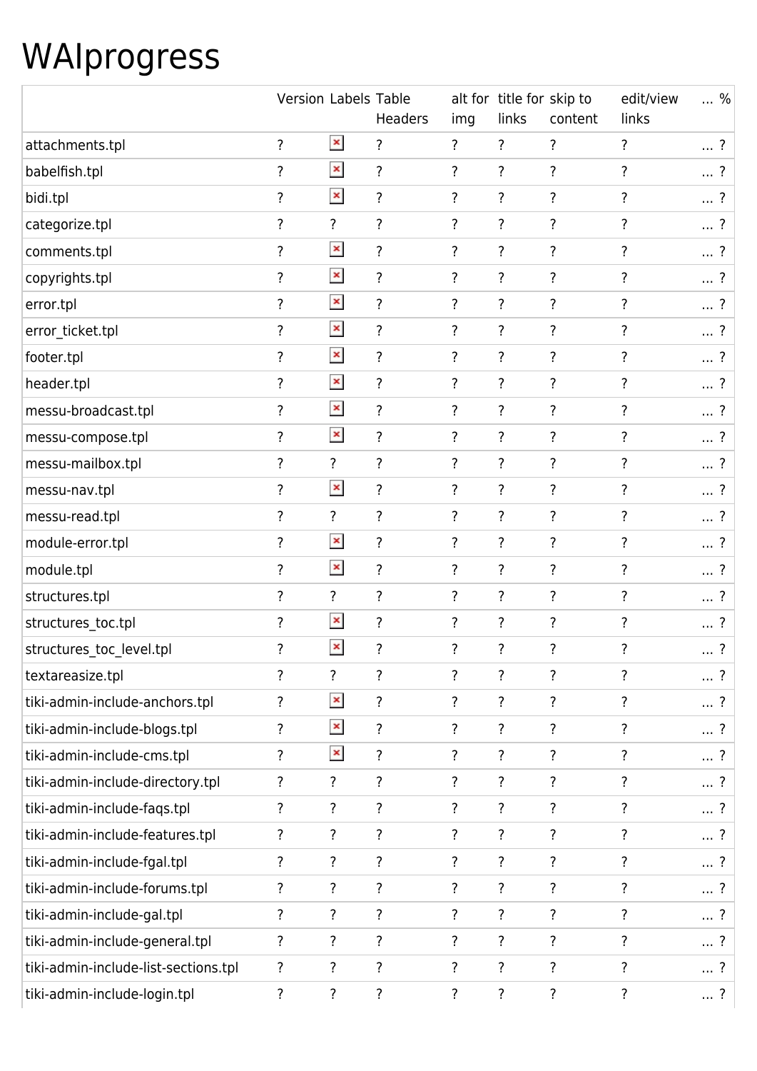# WAIprogress

| | Version | Labels | Table Headers | alt for img | title for links | skip to content | edit/view links | ... % |
|---|---|---|---|---|---|---|---|---|
| attachments.tpl | ? | | ? | ? | ? | ? | ? | ... ? |
| babelfish.tpl | ? | | ? | ? | ? | ? | ? | ... ? |
| bidi.tpl | ? | | ? | ? | ? | ? | ? | ... ? |
| categorize.tpl | ? | ? | ? | ? | ? | ? | ? | ... ? |
| comments.tpl | ? | | ? | ? | ? | ? | ? | ... ? |
| copyrights.tpl | ? | | ? | ? | ? | ? | ? | ... ? |
| error.tpl | ? | | ? | ? | ? | ? | ? | ... ? |
| error_ticket.tpl | ? | | ? | ? | ? | ? | ? | ... ? |
| footer.tpl | ? | | ? | ? | ? | ? | ? | ... ? |
| header.tpl | ? | | ? | ? | ? | ? | ? | ... ? |
| messu-broadcast.tpl | ? | | ? | ? | ? | ? | ? | ... ? |
| messu-compose.tpl | ? | | ? | ? | ? | ? | ? | ... ? |
| messu-mailbox.tpl | ? | ? | ? | ? | ? | ? | ? | ... ? |
| messu-nav.tpl | ? | | ? | ? | ? | ? | ? | ... ? |
| messu-read.tpl | ? | ? | ? | ? | ? | ? | ? | ... ? |
| module-error.tpl | ? | | ? | ? | ? | ? | ? | ... ? |
| module.tpl | ? | | ? | ? | ? | ? | ? | ... ? |
| structures.tpl | ? | ? | ? | ? | ? | ? | ? | ... ? |
| structures_toc.tpl | ? | | ? | ? | ? | ? | ? | ... ? |
| structures_toc_level.tpl | ? | | ? | ? | ? | ? | ? | ... ? |
| textareasize.tpl | ? | ? | ? | ? | ? | ? | ? | ... ? |
| tiki-admin-include-anchors.tpl | ? | | ? | ? | ? | ? | ? | ... ? |
| tiki-admin-include-blogs.tpl | ? | | ? | ? | ? | ? | ? | ... ? |
| tiki-admin-include-cms.tpl | ? | | ? | ? | ? | ? | ? | ... ? |
| tiki-admin-include-directory.tpl | ? | ? | ? | ? | ? | ? | ? | ... ? |
| tiki-admin-include-faqs.tpl | ? | ? | ? | ? | ? | ? | ? | ... ? |
| tiki-admin-include-features.tpl | ? | ? | ? | ? | ? | ? | ? | ... ? |
| tiki-admin-include-fgal.tpl | ? | ? | ? | ? | ? | ? | ? | ... ? |
| tiki-admin-include-forums.tpl | ? | ? | ? | ? | ? | ? | ? | ... ? |
| tiki-admin-include-gal.tpl | ? | ? | ? | ? | ? | ? | ? | ... ? |
| tiki-admin-include-general.tpl | ? | ? | ? | ? | ? | ? | ? | ... ? |
| tiki-admin-include-list-sections.tpl | ? | ? | ? | ? | ? | ? | ? | ... ? |
| tiki-admin-include-login.tpl | ? | ? | ? | ? | ? | ? | ? | ... ? |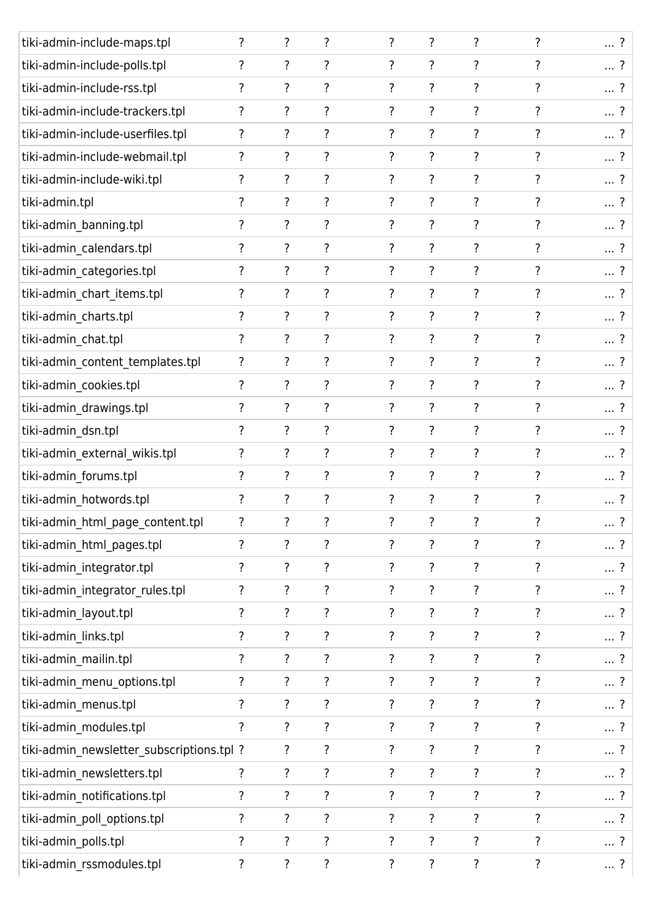| | | | | | | | | |
|---|---|---|---|---|---|---|---|---|
| tiki-admin-include-maps.tpl | ? | ? | ? | ? | ? | ? | ? | ... ? |
| tiki-admin-include-polls.tpl | ? | ? | ? | ? | ? | ? | ? | ... ? |
| tiki-admin-include-rss.tpl | ? | ? | ? | ? | ? | ? | ? | ... ? |
| tiki-admin-include-trackers.tpl | ? | ? | ? | ? | ? | ? | ? | ... ? |
| tiki-admin-include-userfiles.tpl | ? | ? | ? | ? | ? | ? | ? | ... ? |
| tiki-admin-include-webmail.tpl | ? | ? | ? | ? | ? | ? | ? | ... ? |
| tiki-admin-include-wiki.tpl | ? | ? | ? | ? | ? | ? | ? | ... ? |
| tiki-admin.tpl | ? | ? | ? | ? | ? | ? | ? | ... ? |
| tiki-admin_banning.tpl | ? | ? | ? | ? | ? | ? | ? | ... ? |
| tiki-admin_calendars.tpl | ? | ? | ? | ? | ? | ? | ? | ... ? |
| tiki-admin_categories.tpl | ? | ? | ? | ? | ? | ? | ? | ... ? |
| tiki-admin_chart_items.tpl | ? | ? | ? | ? | ? | ? | ? | ... ? |
| tiki-admin_charts.tpl | ? | ? | ? | ? | ? | ? | ? | ... ? |
| tiki-admin_chat.tpl | ? | ? | ? | ? | ? | ? | ? | ... ? |
| tiki-admin_content_templates.tpl | ? | ? | ? | ? | ? | ? | ? | ... ? |
| tiki-admin_cookies.tpl | ? | ? | ? | ? | ? | ? | ? | ... ? |
| tiki-admin_drawings.tpl | ? | ? | ? | ? | ? | ? | ? | ... ? |
| tiki-admin_dsn.tpl | ? | ? | ? | ? | ? | ? | ? | ... ? |
| tiki-admin_external_wikis.tpl | ? | ? | ? | ? | ? | ? | ? | ... ? |
| tiki-admin_forums.tpl | ? | ? | ? | ? | ? | ? | ? | ... ? |
| tiki-admin_hotwords.tpl | ? | ? | ? | ? | ? | ? | ? | ... ? |
| tiki-admin_html_page_content.tpl | ? | ? | ? | ? | ? | ? | ? | ... ? |
| tiki-admin_html_pages.tpl | ? | ? | ? | ? | ? | ? | ? | ... ? |
| tiki-admin_integrator.tpl | ? | ? | ? | ? | ? | ? | ? | ... ? |
| tiki-admin_integrator_rules.tpl | ? | ? | ? | ? | ? | ? | ? | ... ? |
| tiki-admin_layout.tpl | ? | ? | ? | ? | ? | ? | ? | ... ? |
| tiki-admin_links.tpl | ? | ? | ? | ? | ? | ? | ? | ... ? |
| tiki-admin_mailin.tpl | ? | ? | ? | ? | ? | ? | ? | ... ? |
| tiki-admin_menu_options.tpl | ? | ? | ? | ? | ? | ? | ? | ... ? |
| tiki-admin_menus.tpl | ? | ? | ? | ? | ? | ? | ? | ... ? |
| tiki-admin_modules.tpl | ? | ? | ? | ? | ? | ? | ? | ... ? |
| tiki-admin_newsletter_subscriptions.tpl | ? | ? | ? | ? | ? | ? | ? | ... ? |
| tiki-admin_newsletters.tpl | ? | ? | ? | ? | ? | ? | ? | ... ? |
| tiki-admin_notifications.tpl | ? | ? | ? | ? | ? | ? | ? | ... ? |
| tiki-admin_poll_options.tpl | ? | ? | ? | ? | ? | ? | ? | ... ? |
| tiki-admin_polls.tpl | ? | ? | ? | ? | ? | ? | ? | ... ? |
| tiki-admin_rssmodules.tpl | ? | ? | ? | ? | ? | ? | ? | ... ? |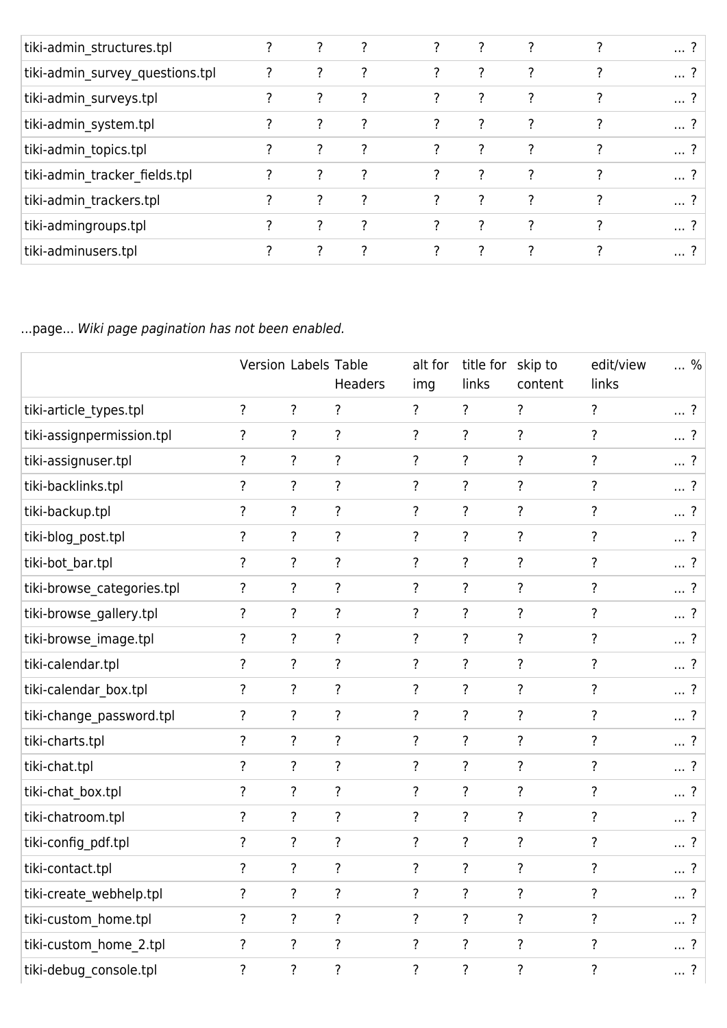| | | | | | | | | |
|---|---|---|---|---|---|---|---|---|
| tiki-admin_structures.tpl | ? | ? | ? | ? | ? | ? | ? | ... ? |
| tiki-admin_survey_questions.tpl | ? | ? | ? | ? | ? | ? | ? | ... ? |
| tiki-admin_surveys.tpl | ? | ? | ? | ? | ? | ? | ? | ... ? |
| tiki-admin_system.tpl | ? | ? | ? | ? | ? | ? | ? | ... ? |
| tiki-admin_topics.tpl | ? | ? | ? | ? | ? | ? | ? | ... ? |
| tiki-admin_tracker_fields.tpl | ? | ? | ? | ? | ? | ? | ? | ... ? |
| tiki-admin_trackers.tpl | ? | ? | ? | ? | ? | ? | ? | ... ? |
| tiki-admingroups.tpl | ? | ? | ? | ? | ? | ? | ? | ... ? |
| tiki-adminusers.tpl | ? | ? | ? | ? | ? | ? | ? | ... ? |

...page... *Wiki page pagination has not been enabled.*

| | Version | Labels | Table Headers | alt for img | title for links | skip to content | edit/view links | ... % |
|---|---|---|---|---|---|---|---|---|
| tiki-article_types.tpl | ? | ? | ? | ? | ? | ? | ? | ... ? |
| tiki-assignpermission.tpl | ? | ? | ? | ? | ? | ? | ? | ... ? |
| tiki-assignuser.tpl | ? | ? | ? | ? | ? | ? | ? | ... ? |
| tiki-backlinks.tpl | ? | ? | ? | ? | ? | ? | ? | ... ? |
| tiki-backup.tpl | ? | ? | ? | ? | ? | ? | ? | ... ? |
| tiki-blog_post.tpl | ? | ? | ? | ? | ? | ? | ? | ... ? |
| tiki-bot_bar.tpl | ? | ? | ? | ? | ? | ? | ? | ... ? |
| tiki-browse_categories.tpl | ? | ? | ? | ? | ? | ? | ? | ... ? |
| tiki-browse_gallery.tpl | ? | ? | ? | ? | ? | ? | ? | ... ? |
| tiki-browse_image.tpl | ? | ? | ? | ? | ? | ? | ? | ... ? |
| tiki-calendar.tpl | ? | ? | ? | ? | ? | ? | ? | ... ? |
| tiki-calendar_box.tpl | ? | ? | ? | ? | ? | ? | ? | ... ? |
| tiki-change_password.tpl | ? | ? | ? | ? | ? | ? | ? | ... ? |
| tiki-charts.tpl | ? | ? | ? | ? | ? | ? | ? | ... ? |
| tiki-chat.tpl | ? | ? | ? | ? | ? | ? | ? | ... ? |
| tiki-chat_box.tpl | ? | ? | ? | ? | ? | ? | ? | ... ? |
| tiki-chatroom.tpl | ? | ? | ? | ? | ? | ? | ? | ... ? |
| tiki-config_pdf.tpl | ? | ? | ? | ? | ? | ? | ? | ... ? |
| tiki-contact.tpl | ? | ? | ? | ? | ? | ? | ? | ... ? |
| tiki-create_webhelp.tpl | ? | ? | ? | ? | ? | ? | ? | ... ? |
| tiki-custom_home.tpl | ? | ? | ? | ? | ? | ? | ? | ... ? |
| tiki-custom_home_2.tpl | ? | ? | ? | ? | ? | ? | ? | ... ? |
| tiki-debug_console.tpl | ? | ? | ? | ? | ? | ? | ? | ... ? |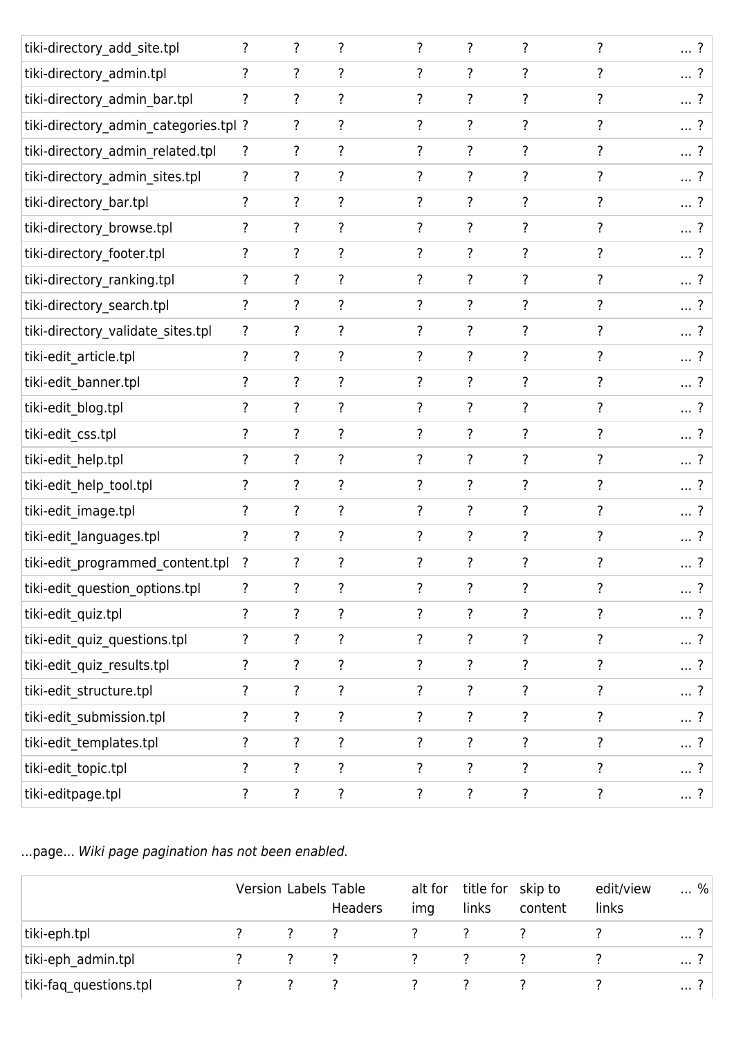| | | | | | | | | |
|---|---|---|---|---|---|---|---|---|
| tiki-directory_add_site.tpl | ? | ? | ? | ? | ? | ? | ? | ... ? |
| tiki-directory_admin.tpl | ? | ? | ? | ? | ? | ? | ? | ... ? |
| tiki-directory_admin_bar.tpl | ? | ? | ? | ? | ? | ? | ? | ... ? |
| tiki-directory_admin_categories.tpl | ? | ? | ? | ? | ? | ? | ? | ... ? |
| tiki-directory_admin_related.tpl | ? | ? | ? | ? | ? | ? | ? | ... ? |
| tiki-directory_admin_sites.tpl | ? | ? | ? | ? | ? | ? | ? | ... ? |
| tiki-directory_bar.tpl | ? | ? | ? | ? | ? | ? | ? | ... ? |
| tiki-directory_browse.tpl | ? | ? | ? | ? | ? | ? | ? | ... ? |
| tiki-directory_footer.tpl | ? | ? | ? | ? | ? | ? | ? | ... ? |
| tiki-directory_ranking.tpl | ? | ? | ? | ? | ? | ? | ? | ... ? |
| tiki-directory_search.tpl | ? | ? | ? | ? | ? | ? | ? | ... ? |
| tiki-directory_validate_sites.tpl | ? | ? | ? | ? | ? | ? | ? | ... ? |
| tiki-edit_article.tpl | ? | ? | ? | ? | ? | ? | ? | ... ? |
| tiki-edit_banner.tpl | ? | ? | ? | ? | ? | ? | ? | ... ? |
| tiki-edit_blog.tpl | ? | ? | ? | ? | ? | ? | ? | ... ? |
| tiki-edit_css.tpl | ? | ? | ? | ? | ? | ? | ? | ... ? |
| tiki-edit_help.tpl | ? | ? | ? | ? | ? | ? | ? | ... ? |
| tiki-edit_help_tool.tpl | ? | ? | ? | ? | ? | ? | ? | ... ? |
| tiki-edit_image.tpl | ? | ? | ? | ? | ? | ? | ? | ... ? |
| tiki-edit_languages.tpl | ? | ? | ? | ? | ? | ? | ? | ... ? |
| tiki-edit_programmed_content.tpl | ? | ? | ? | ? | ? | ? | ? | ... ? |
| tiki-edit_question_options.tpl | ? | ? | ? | ? | ? | ? | ? | ... ? |
| tiki-edit_quiz.tpl | ? | ? | ? | ? | ? | ? | ? | ... ? |
| tiki-edit_quiz_questions.tpl | ? | ? | ? | ? | ? | ? | ? | ... ? |
| tiki-edit_quiz_results.tpl | ? | ? | ? | ? | ? | ? | ? | ... ? |
| tiki-edit_structure.tpl | ? | ? | ? | ? | ? | ? | ? | ... ? |
| tiki-edit_submission.tpl | ? | ? | ? | ? | ? | ? | ? | ... ? |
| tiki-edit_templates.tpl | ? | ? | ? | ? | ? | ? | ? | ... ? |
| tiki-edit_topic.tpl | ? | ? | ? | ? | ? | ? | ? | ... ? |
| tiki-editpage.tpl | ? | ? | ? | ? | ? | ? | ? | ... ? |

...page... *Wiki page pagination has not been enabled.*

| | Version | Labels | Table Headers | alt for img | title for links | skip to content | edit/view links | ... % |
|---|---|---|---|---|---|---|---|---|
| tiki-eph.tpl | ? | ? | ? | ? | ? | ? | ? | ... ? |
| tiki-eph_admin.tpl | ? | ? | ? | ? | ? | ? | ? | ... ? |
| tiki-faq_questions.tpl | ? | ? | ? | ? | ? | ? | ? | ... ? |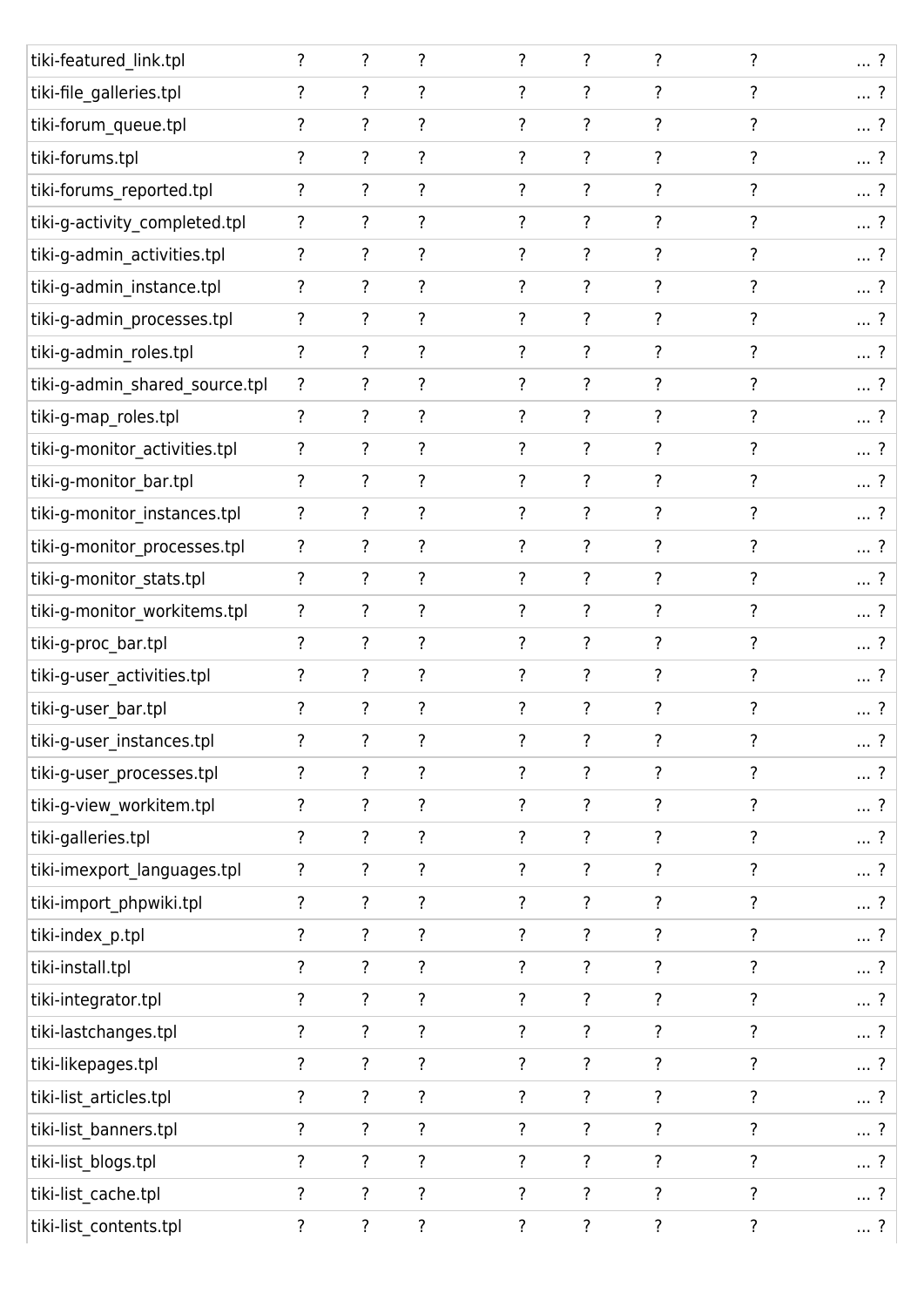| tiki-featured_link.tpl | ? | ? | ? | ? | ? | ? | ? | ... ? |
|---|---|---|---|---|---|---|---|---|
| tiki-file_galleries.tpl | ? | ? | ? | ? | ? | ? | ? | ... ? |
| tiki-forum_queue.tpl | ? | ? | ? | ? | ? | ? | ? | ... ? |
| tiki-forums.tpl | ? | ? | ? | ? | ? | ? | ? | ... ? |
| tiki-forums_reported.tpl | ? | ? | ? | ? | ? | ? | ? | ... ? |
| tiki-g-activity_completed.tpl | ? | ? | ? | ? | ? | ? | ? | ... ? |
| tiki-g-admin_activities.tpl | ? | ? | ? | ? | ? | ? | ? | ... ? |
| tiki-g-admin_instance.tpl | ? | ? | ? | ? | ? | ? | ? | ... ? |
| tiki-g-admin_processes.tpl | ? | ? | ? | ? | ? | ? | ? | ... ? |
| tiki-g-admin_roles.tpl | ? | ? | ? | ? | ? | ? | ? | ... ? |
| tiki-g-admin_shared_source.tpl | ? | ? | ? | ? | ? | ? | ? | ... ? |
| tiki-g-map_roles.tpl | ? | ? | ? | ? | ? | ? | ? | ... ? |
| tiki-g-monitor_activities.tpl | ? | ? | ? | ? | ? | ? | ? | ... ? |
| tiki-g-monitor_bar.tpl | ? | ? | ? | ? | ? | ? | ? | ... ? |
| tiki-g-monitor_instances.tpl | ? | ? | ? | ? | ? | ? | ? | ... ? |
| tiki-g-monitor_processes.tpl | ? | ? | ? | ? | ? | ? | ? | ... ? |
| tiki-g-monitor_stats.tpl | ? | ? | ? | ? | ? | ? | ? | ... ? |
| tiki-g-monitor_workitems.tpl | ? | ? | ? | ? | ? | ? | ? | ... ? |
| tiki-g-proc_bar.tpl | ? | ? | ? | ? | ? | ? | ? | ... ? |
| tiki-g-user_activities.tpl | ? | ? | ? | ? | ? | ? | ? | ... ? |
| tiki-g-user_bar.tpl | ? | ? | ? | ? | ? | ? | ? | ... ? |
| tiki-g-user_instances.tpl | ? | ? | ? | ? | ? | ? | ? | ... ? |
| tiki-g-user_processes.tpl | ? | ? | ? | ? | ? | ? | ? | ... ? |
| tiki-g-view_workitem.tpl | ? | ? | ? | ? | ? | ? | ? | ... ? |
| tiki-galleries.tpl | ? | ? | ? | ? | ? | ? | ? | ... ? |
| tiki-imexport_languages.tpl | ? | ? | ? | ? | ? | ? | ? | ... ? |
| tiki-import_phpwiki.tpl | ? | ? | ? | ? | ? | ? | ? | ... ? |
| tiki-index_p.tpl | ? | ? | ? | ? | ? | ? | ? | ... ? |
| tiki-install.tpl | ? | ? | ? | ? | ? | ? | ? | ... ? |
| tiki-integrator.tpl | ? | ? | ? | ? | ? | ? | ? | ... ? |
| tiki-lastchanges.tpl | ? | ? | ? | ? | ? | ? | ? | ... ? |
| tiki-likepages.tpl | ? | ? | ? | ? | ? | ? | ? | ... ? |
| tiki-list_articles.tpl | ? | ? | ? | ? | ? | ? | ? | ... ? |
| tiki-list_banners.tpl | ? | ? | ? | ? | ? | ? | ? | ... ? |
| tiki-list_blogs.tpl | ? | ? | ? | ? | ? | ? | ? | ... ? |
| tiki-list_cache.tpl | ? | ? | ? | ? | ? | ? | ? | ... ? |
| tiki-list_contents.tpl | ? | ? | ? | ? | ? | ? | ? | ... ? |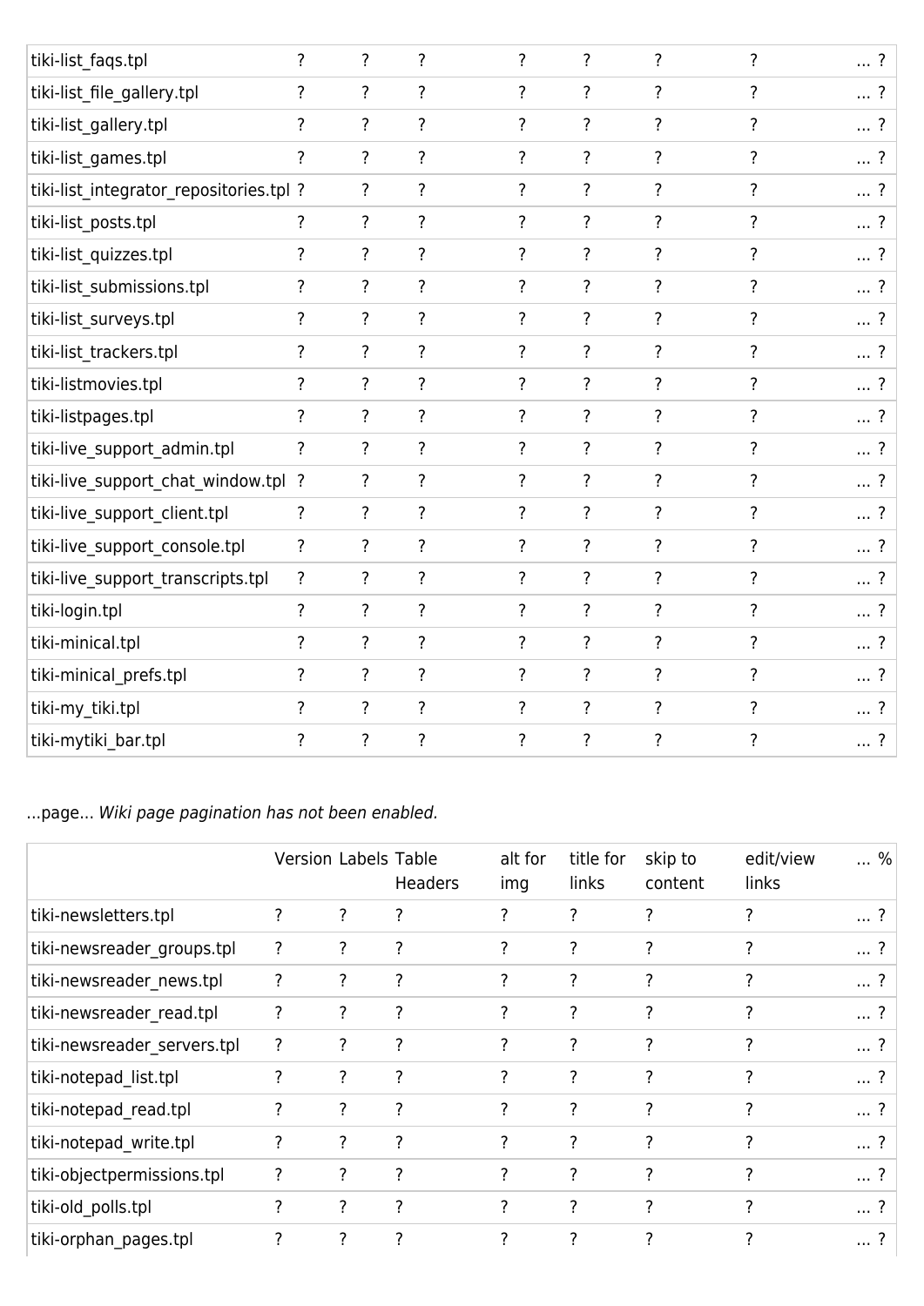| | | | | | | | | |
|---|---|---|---|---|---|---|---|---|
| tiki-list_faqs.tpl | ? | ? | ? | ? | ? | ? | ? | ... ? |
| tiki-list_file_gallery.tpl | ? | ? | ? | ? | ? | ? | ? | ... ? |
| tiki-list_gallery.tpl | ? | ? | ? | ? | ? | ? | ? | ... ? |
| tiki-list_games.tpl | ? | ? | ? | ? | ? | ? | ? | ... ? |
| tiki-list_integrator_repositories.tpl | ? | ? | ? | ? | ? | ? | ? | ... ? |
| tiki-list_posts.tpl | ? | ? | ? | ? | ? | ? | ? | ... ? |
| tiki-list_quizzes.tpl | ? | ? | ? | ? | ? | ? | ? | ... ? |
| tiki-list_submissions.tpl | ? | ? | ? | ? | ? | ? | ? | ... ? |
| tiki-list_surveys.tpl | ? | ? | ? | ? | ? | ? | ? | ... ? |
| tiki-list_trackers.tpl | ? | ? | ? | ? | ? | ? | ? | ... ? |
| tiki-listmovies.tpl | ? | ? | ? | ? | ? | ? | ? | ... ? |
| tiki-listpages.tpl | ? | ? | ? | ? | ? | ? | ? | ... ? |
| tiki-live_support_admin.tpl | ? | ? | ? | ? | ? | ? | ? | ... ? |
| tiki-live_support_chat_window.tpl | ? | ? | ? | ? | ? | ? | ? | ... ? |
| tiki-live_support_client.tpl | ? | ? | ? | ? | ? | ? | ? | ... ? |
| tiki-live_support_console.tpl | ? | ? | ? | ? | ? | ? | ? | ... ? |
| tiki-live_support_transcripts.tpl | ? | ? | ? | ? | ? | ? | ? | ... ? |
| tiki-login.tpl | ? | ? | ? | ? | ? | ? | ? | ... ? |
| tiki-minical.tpl | ? | ? | ? | ? | ? | ? | ? | ... ? |
| tiki-minical_prefs.tpl | ? | ? | ? | ? | ? | ? | ? | ... ? |
| tiki-my_tiki.tpl | ? | ? | ? | ? | ? | ? | ? | ... ? |
| tiki-mytiki_bar.tpl | ? | ? | ? | ? | ? | ? | ? | ... ? |

...page... *Wiki page pagination has not been enabled.*

| | Version | Labels | Table Headers | alt for img | title for links | skip to content | edit/view links | ... % |
|---|---|---|---|---|---|---|---|---|
| tiki-newsletters.tpl | ? | ? | ? | ? | ? | ? | ? | ... ? |
| tiki-newsreader_groups.tpl | ? | ? | ? | ? | ? | ? | ? | ... ? |
| tiki-newsreader_news.tpl | ? | ? | ? | ? | ? | ? | ? | ... ? |
| tiki-newsreader_read.tpl | ? | ? | ? | ? | ? | ? | ? | ... ? |
| tiki-newsreader_servers.tpl | ? | ? | ? | ? | ? | ? | ? | ... ? |
| tiki-notepad_list.tpl | ? | ? | ? | ? | ? | ? | ? | ... ? |
| tiki-notepad_read.tpl | ? | ? | ? | ? | ? | ? | ? | ... ? |
| tiki-notepad_write.tpl | ? | ? | ? | ? | ? | ? | ? | ... ? |
| tiki-objectpermissions.tpl | ? | ? | ? | ? | ? | ? | ? | ... ? |
| tiki-old_polls.tpl | ? | ? | ? | ? | ? | ? | ? | ... ? |
| tiki-orphan_pages.tpl | ? | ? | ? | ? | ? | ? | ? | ... ? |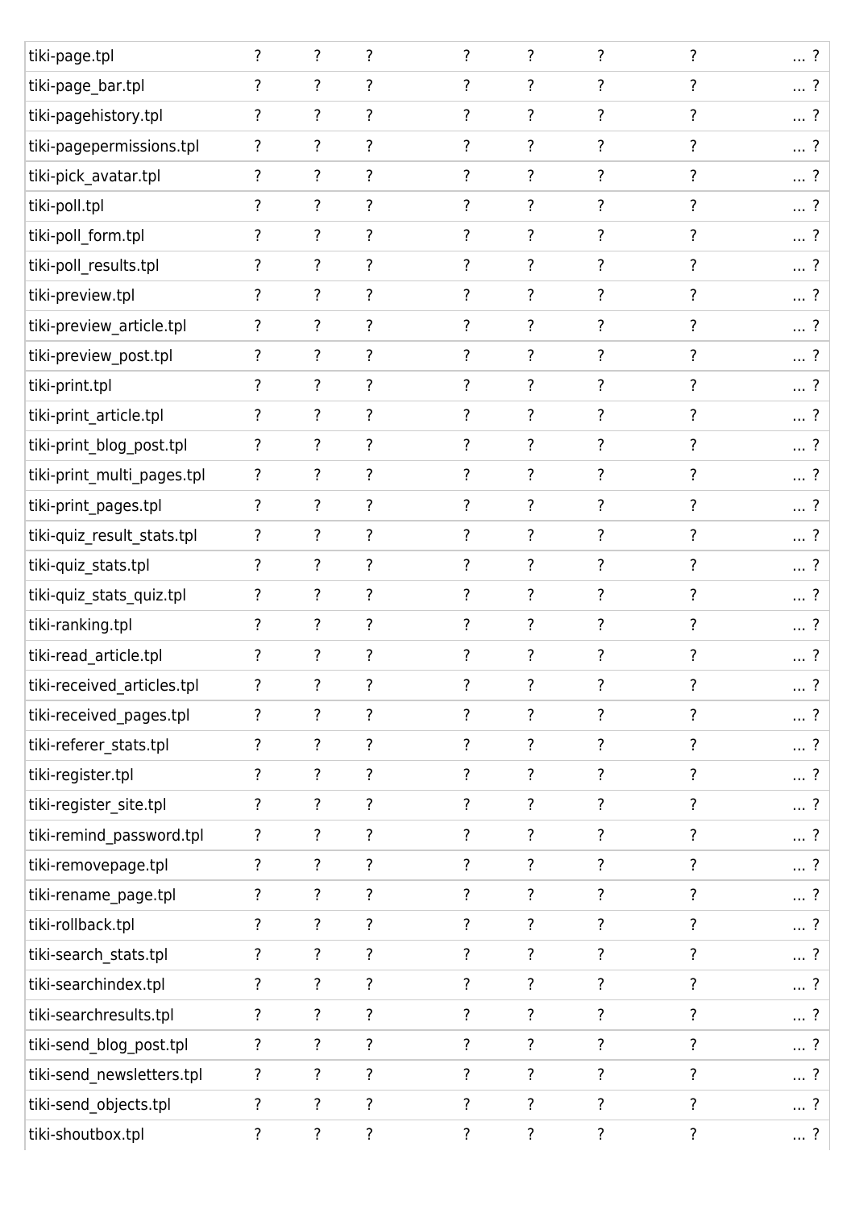| | | | | | | | | |
|---|---|---|---|---|---|---|---|---|
| tiki-page.tpl | ? | ? | ? | ? | ? | ? | ? | ... ? |
| tiki-page_bar.tpl | ? | ? | ? | ? | ? | ? | ? | ... ? |
| tiki-pagehistory.tpl | ? | ? | ? | ? | ? | ? | ? | ... ? |
| tiki-pagepermissions.tpl | ? | ? | ? | ? | ? | ? | ? | ... ? |
| tiki-pick_avatar.tpl | ? | ? | ? | ? | ? | ? | ? | ... ? |
| tiki-poll.tpl | ? | ? | ? | ? | ? | ? | ? | ... ? |
| tiki-poll_form.tpl | ? | ? | ? | ? | ? | ? | ? | ... ? |
| tiki-poll_results.tpl | ? | ? | ? | ? | ? | ? | ? | ... ? |
| tiki-preview.tpl | ? | ? | ? | ? | ? | ? | ? | ... ? |
| tiki-preview_article.tpl | ? | ? | ? | ? | ? | ? | ? | ... ? |
| tiki-preview_post.tpl | ? | ? | ? | ? | ? | ? | ? | ... ? |
| tiki-print.tpl | ? | ? | ? | ? | ? | ? | ? | ... ? |
| tiki-print_article.tpl | ? | ? | ? | ? | ? | ? | ? | ... ? |
| tiki-print_blog_post.tpl | ? | ? | ? | ? | ? | ? | ? | ... ? |
| tiki-print_multi_pages.tpl | ? | ? | ? | ? | ? | ? | ? | ... ? |
| tiki-print_pages.tpl | ? | ? | ? | ? | ? | ? | ? | ... ? |
| tiki-quiz_result_stats.tpl | ? | ? | ? | ? | ? | ? | ? | ... ? |
| tiki-quiz_stats.tpl | ? | ? | ? | ? | ? | ? | ? | ... ? |
| tiki-quiz_stats_quiz.tpl | ? | ? | ? | ? | ? | ? | ? | ... ? |
| tiki-ranking.tpl | ? | ? | ? | ? | ? | ? | ? | ... ? |
| tiki-read_article.tpl | ? | ? | ? | ? | ? | ? | ? | ... ? |
| tiki-received_articles.tpl | ? | ? | ? | ? | ? | ? | ? | ... ? |
| tiki-received_pages.tpl | ? | ? | ? | ? | ? | ? | ? | ... ? |
| tiki-referer_stats.tpl | ? | ? | ? | ? | ? | ? | ? | ... ? |
| tiki-register.tpl | ? | ? | ? | ? | ? | ? | ? | ... ? |
| tiki-register_site.tpl | ? | ? | ? | ? | ? | ? | ? | ... ? |
| tiki-remind_password.tpl | ? | ? | ? | ? | ? | ? | ? | ... ? |
| tiki-removepage.tpl | ? | ? | ? | ? | ? | ? | ? | ... ? |
| tiki-rename_page.tpl | ? | ? | ? | ? | ? | ? | ? | ... ? |
| tiki-rollback.tpl | ? | ? | ? | ? | ? | ? | ? | ... ? |
| tiki-search_stats.tpl | ? | ? | ? | ? | ? | ? | ? | ... ? |
| tiki-searchindex.tpl | ? | ? | ? | ? | ? | ? | ? | ... ? |
| tiki-searchresults.tpl | ? | ? | ? | ? | ? | ? | ? | ... ? |
| tiki-send_blog_post.tpl | ? | ? | ? | ? | ? | ? | ? | ... ? |
| tiki-send_newsletters.tpl | ? | ? | ? | ? | ? | ? | ? | ... ? |
| tiki-send_objects.tpl | ? | ? | ? | ? | ? | ? | ? | ... ? |
| tiki-shoutbox.tpl | ? | ? | ? | ? | ? | ? | ? | ... ? |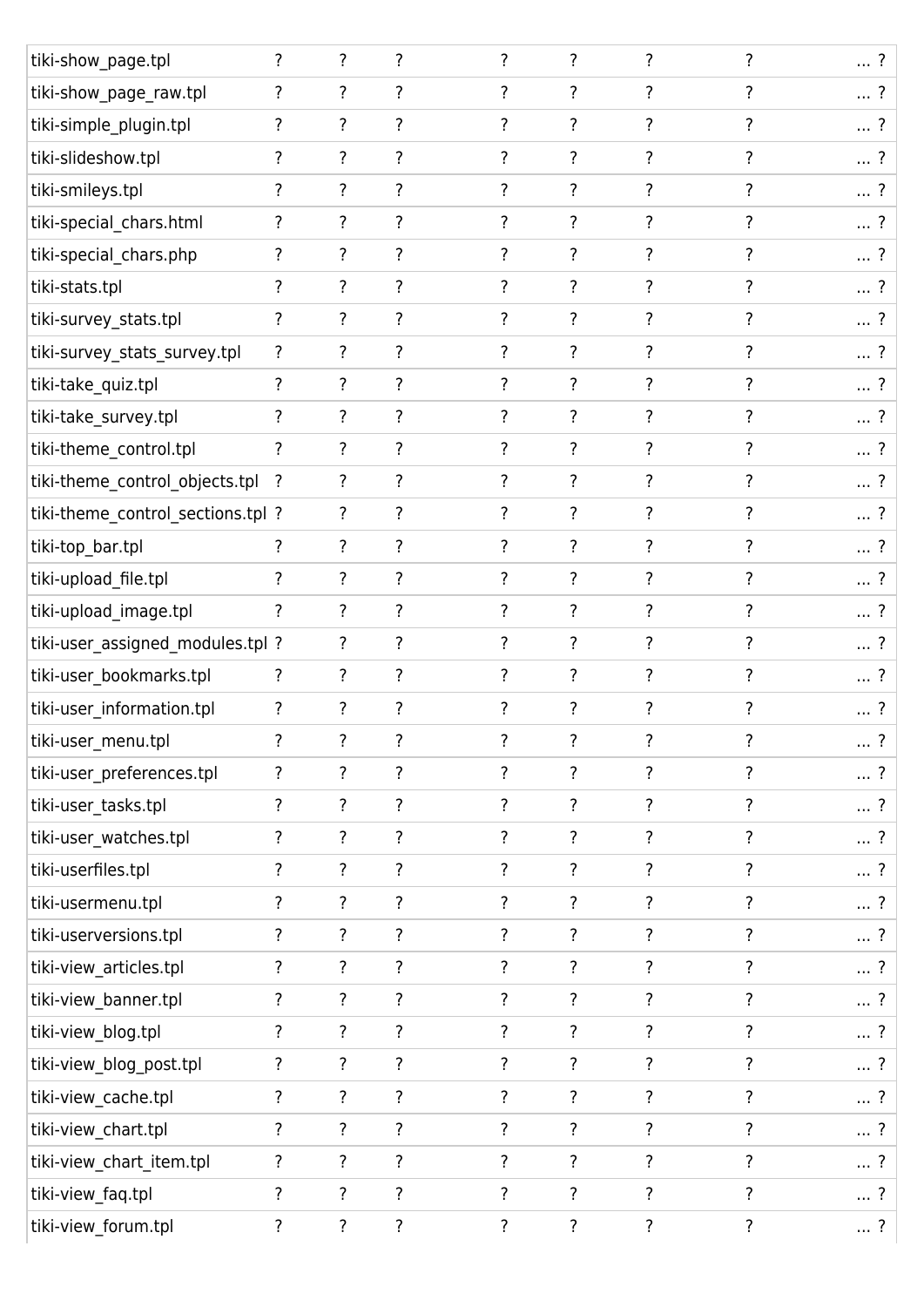| | | | | | | | | |
|---|---|---|---|---|---|---|---|---|
| tiki-show_page.tpl | ? | ? | ? | ? | ? | ? | ? | ... ? |
| tiki-show_page_raw.tpl | ? | ? | ? | ? | ? | ? | ? | ... ? |
| tiki-simple_plugin.tpl | ? | ? | ? | ? | ? | ? | ? | ... ? |
| tiki-slideshow.tpl | ? | ? | ? | ? | ? | ? | ? | ... ? |
| tiki-smileys.tpl | ? | ? | ? | ? | ? | ? | ? | ... ? |
| tiki-special_chars.html | ? | ? | ? | ? | ? | ? | ? | ... ? |
| tiki-special_chars.php | ? | ? | ? | ? | ? | ? | ? | ... ? |
| tiki-stats.tpl | ? | ? | ? | ? | ? | ? | ? | ... ? |
| tiki-survey_stats.tpl | ? | ? | ? | ? | ? | ? | ? | ... ? |
| tiki-survey_stats_survey.tpl | ? | ? | ? | ? | ? | ? | ? | ... ? |
| tiki-take_quiz.tpl | ? | ? | ? | ? | ? | ? | ? | ... ? |
| tiki-take_survey.tpl | ? | ? | ? | ? | ? | ? | ? | ... ? |
| tiki-theme_control.tpl | ? | ? | ? | ? | ? | ? | ? | ... ? |
| tiki-theme_control_objects.tpl | ? | ? | ? | ? | ? | ? | ? | ... ? |
| tiki-theme_control_sections.tpl | ? | ? | ? | ? | ? | ? | ? | ... ? |
| tiki-top_bar.tpl | ? | ? | ? | ? | ? | ? | ? | ... ? |
| tiki-upload_file.tpl | ? | ? | ? | ? | ? | ? | ? | ... ? |
| tiki-upload_image.tpl | ? | ? | ? | ? | ? | ? | ? | ... ? |
| tiki-user_assigned_modules.tpl | ? | ? | ? | ? | ? | ? | ? | ... ? |
| tiki-user_bookmarks.tpl | ? | ? | ? | ? | ? | ? | ? | ... ? |
| tiki-user_information.tpl | ? | ? | ? | ? | ? | ? | ? | ... ? |
| tiki-user_menu.tpl | ? | ? | ? | ? | ? | ? | ? | ... ? |
| tiki-user_preferences.tpl | ? | ? | ? | ? | ? | ? | ? | ... ? |
| tiki-user_tasks.tpl | ? | ? | ? | ? | ? | ? | ? | ... ? |
| tiki-user_watches.tpl | ? | ? | ? | ? | ? | ? | ? | ... ? |
| tiki-userfiles.tpl | ? | ? | ? | ? | ? | ? | ? | ... ? |
| tiki-usermenu.tpl | ? | ? | ? | ? | ? | ? | ? | ... ? |
| tiki-userversions.tpl | ? | ? | ? | ? | ? | ? | ? | ... ? |
| tiki-view_articles.tpl | ? | ? | ? | ? | ? | ? | ? | ... ? |
| tiki-view_banner.tpl | ? | ? | ? | ? | ? | ? | ? | ... ? |
| tiki-view_blog.tpl | ? | ? | ? | ? | ? | ? | ? | ... ? |
| tiki-view_blog_post.tpl | ? | ? | ? | ? | ? | ? | ? | ... ? |
| tiki-view_cache.tpl | ? | ? | ? | ? | ? | ? | ? | ... ? |
| tiki-view_chart.tpl | ? | ? | ? | ? | ? | ? | ? | ... ? |
| tiki-view_chart_item.tpl | ? | ? | ? | ? | ? | ? | ? | ... ? |
| tiki-view_faq.tpl | ? | ? | ? | ? | ? | ? | ? | ... ? |
| tiki-view_forum.tpl | ? | ? | ? | ? | ? | ? | ? | ... ? |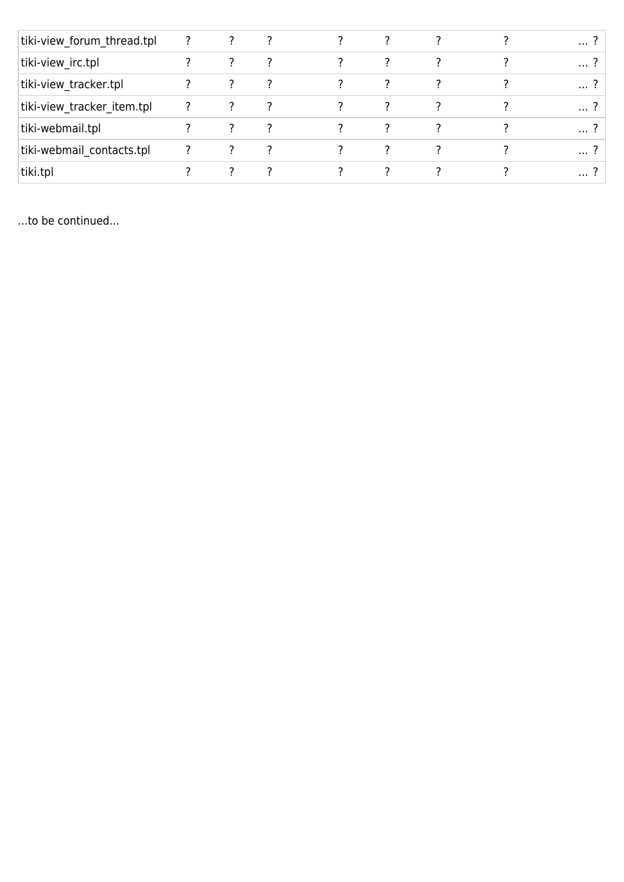| | | | | | | | | |
|---|---|---|---|---|---|---|---|---|
| tiki-view_forum_thread.tpl | ? | ? | ? | ? | ? | ? | ? | ... ? |
| tiki-view_irc.tpl | ? | ? | ? | ? | ? | ? | ? | ... ? |
| tiki-view_tracker.tpl | ? | ? | ? | ? | ? | ? | ? | ... ? |
| tiki-view_tracker_item.tpl | ? | ? | ? | ? | ? | ? | ? | ... ? |
| tiki-webmail.tpl | ? | ? | ? | ? | ? | ? | ? | ... ? |
| tiki-webmail_contacts.tpl | ? | ? | ? | ? | ? | ? | ? | ... ? |
| tiki.tpl | ? | ? | ? | ? | ? | ? | ? | ... ? |

...to be continued...